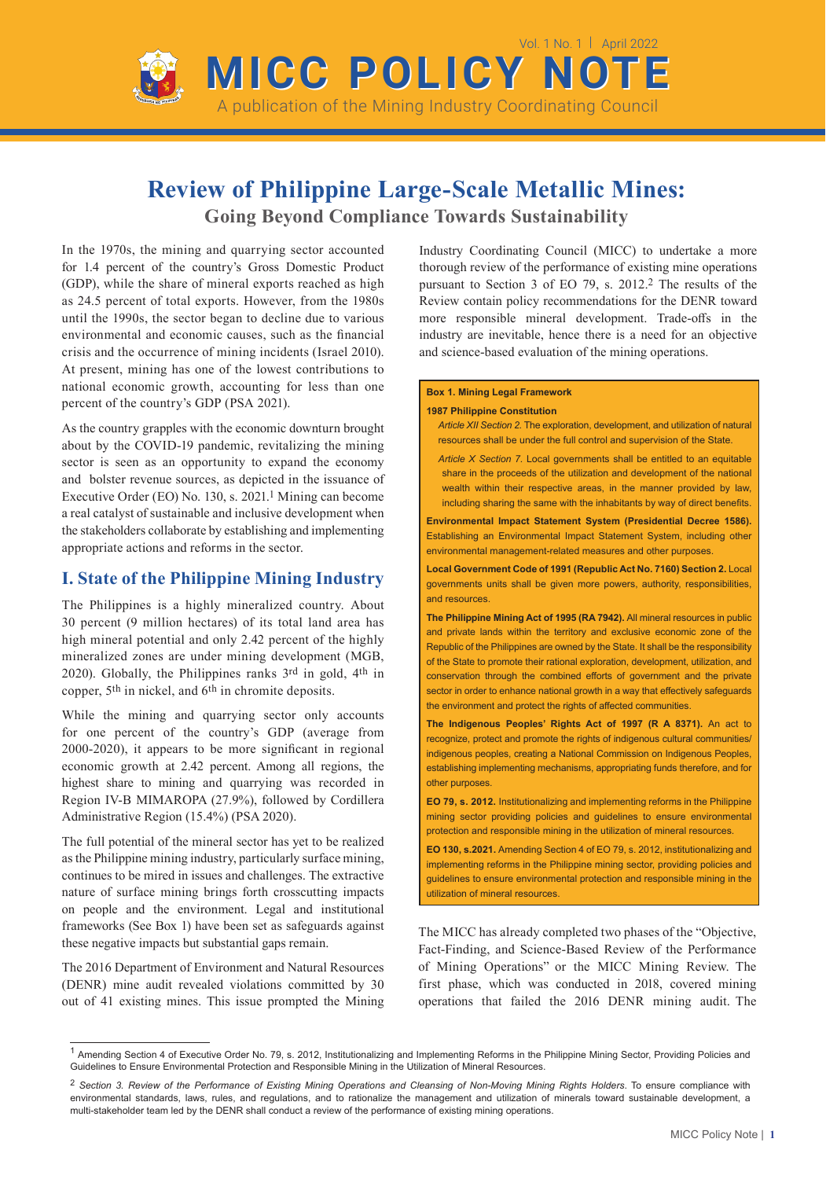# MICC POLICY NOTE

Vol. 1 No. 1 | April 2022

A publication of the Mining Industry Coordinating Council

## Review of Philippine Large-Scale Metallic Mines:

### Going Beyond Compliance Towards Sustainability

In the 1970s, the mining and quarrying sector accounted for 1.4 percent of the country's Gross Domestic Product (GDP), while the share of mineral exports reached as high as 24.5 percent of total exports. However, from the 1980s until the 1990s, the sector began to decline due to various environmental and economic causes, such as the financial crisis and the occurrence of mining incidents (Israel 2010). At present, mining has one of the lowest contributions to national economic growth, accounting for less than one percent of the country's GDP (PSA 2021).

As the country grapples with the economic downturn brought about by the COVID-19 pandemic, revitalizing the mining sector is seen as an opportunity to expand the economy and bolster revenue sources, as depicted in the issuance of Executive Order (EO) No. 130, s. 2021.[1] Mining can become a real catalyst of sustainable and inclusive development when the stakeholders collaborate by establishing and implementing appropriate actions and reforms in the sector.

## I. State of the Philippine Mining Industry

The Philippines is a highly mineralized country. About 30 percent (9 million hectares) of its total land area has high mineral potential and only 2.42 percent of the highly mineralized zones are under mining development (MGB, 2020). Globally, the Philippines ranks 3rd in gold, 4th in copper, 5th in nickel, and 6th in chromite deposits.

While the mining and quarrying sector only accounts for one percent of the country's GDP (average from 2000-2020), it appears to be more significant in regional economic growth at 2.42 percent. Among all regions, the highest share to mining and quarrying was recorded in Region IV-B MIMAROPA (27.9%), followed by Cordillera Administrative Region (15.4%) (PSA 2020).

The full potential of the mineral sector has yet to be realized as the Philippine mining industry, particularly surface mining, continues to be mired in issues and challenges. The extractive nature of surface mining brings forth crosscutting impacts on people and the environment. Legal and institutional frameworks (See Box 1) have been set as safeguards against these negative impacts but substantial gaps remain.

The 2016 Department of Environment and Natural Resources (DENR) mine audit revealed violations committed by 30 out of 41 existing mines. This issue prompted the Mining Industry Coordinating Council (MICC) to undertake a more thorough review of the performance of existing mine operations pursuant to Section 3 of EO 79, s. 2012.[2] The results of the Review contain policy recommendations for the DENR toward more responsible mineral development. Trade-offs in the industry are inevitable, hence there is a need for an objective and science-based evaluation of the mining operations.

> **Box 1. Mining Legal Framework**
>
> **1987 Philippine Constitution**
>
> *Article XII Section 2.* The exploration, development, and utilization of natural resources shall be under the full control and supervision of the State.
>
> *Article X Section 7.* Local governments shall be entitled to an equitable share in the proceeds of the utilization and development of the national wealth within their respective areas, in the manner provided by law, including sharing the same with the inhabitants by way of direct benefits.
>
> **Environmental Impact Statement System (Presidential Decree 1586).** Establishing an Environmental Impact Statement System, including other environmental management-related measures and other purposes.
>
> **Local Government Code of 1991 (Republic Act No. 7160) Section 2.** Local governments units shall be given more powers, authority, responsibilities, and resources.
>
> **The Philippine Mining Act of 1995 (RA 7942).** All mineral resources in public and private lands within the territory and exclusive economic zone of the Republic of the Philippines are owned by the State. It shall be the responsibility of the State to promote their rational exploration, development, utilization, and conservation through the combined efforts of government and the private sector in order to enhance national growth in a way that effectively safeguards the environment and protect the rights of affected communities.
>
> **The Indigenous Peoples' Rights Act of 1997 (R A 8371).** An act to recognize, protect and promote the rights of indigenous cultural communities/ indigenous peoples, creating a National Commission on Indigenous Peoples, establishing implementing mechanisms, appropriating funds therefore, and for other purposes.
>
> **EO 79, s. 2012.** Institutionalizing and implementing reforms in the Philippine mining sector providing policies and guidelines to ensure environmental protection and responsible mining in the utilization of mineral resources.
>
> **EO 130, s.2021.** Amending Section 4 of EO 79, s. 2012, institutionalizing and implementing reforms in the Philippine mining sector, providing policies and guidelines to ensure environmental protection and responsible mining in the utilization of mineral resources.

The MICC has already completed two phases of the "Objective, Fact-Finding, and Science-Based Review of the Performance of Mining Operations" or the MICC Mining Review. The first phase, which was conducted in 2018, covered mining operations that failed the 2016 DENR mining audit. The

---

[1] Amending Section 4 of Executive Order No. 79, s. 2012, Institutionalizing and Implementing Reforms in the Philippine Mining Sector, Providing Policies and Guidelines to Ensure Environmental Protection and Responsible Mining in the Utilization of Mineral Resources.

[2] *Section 3. Review of the Performance of Existing Mining Operations and Cleansing of Non-Moving Mining Rights Holders.* To ensure compliance with environmental standards, laws, rules, and regulations, and to rationalize the management and utilization of minerals toward sustainable development, a multi-stakeholder team led by the DENR shall conduct a review of the performance of existing mining operations.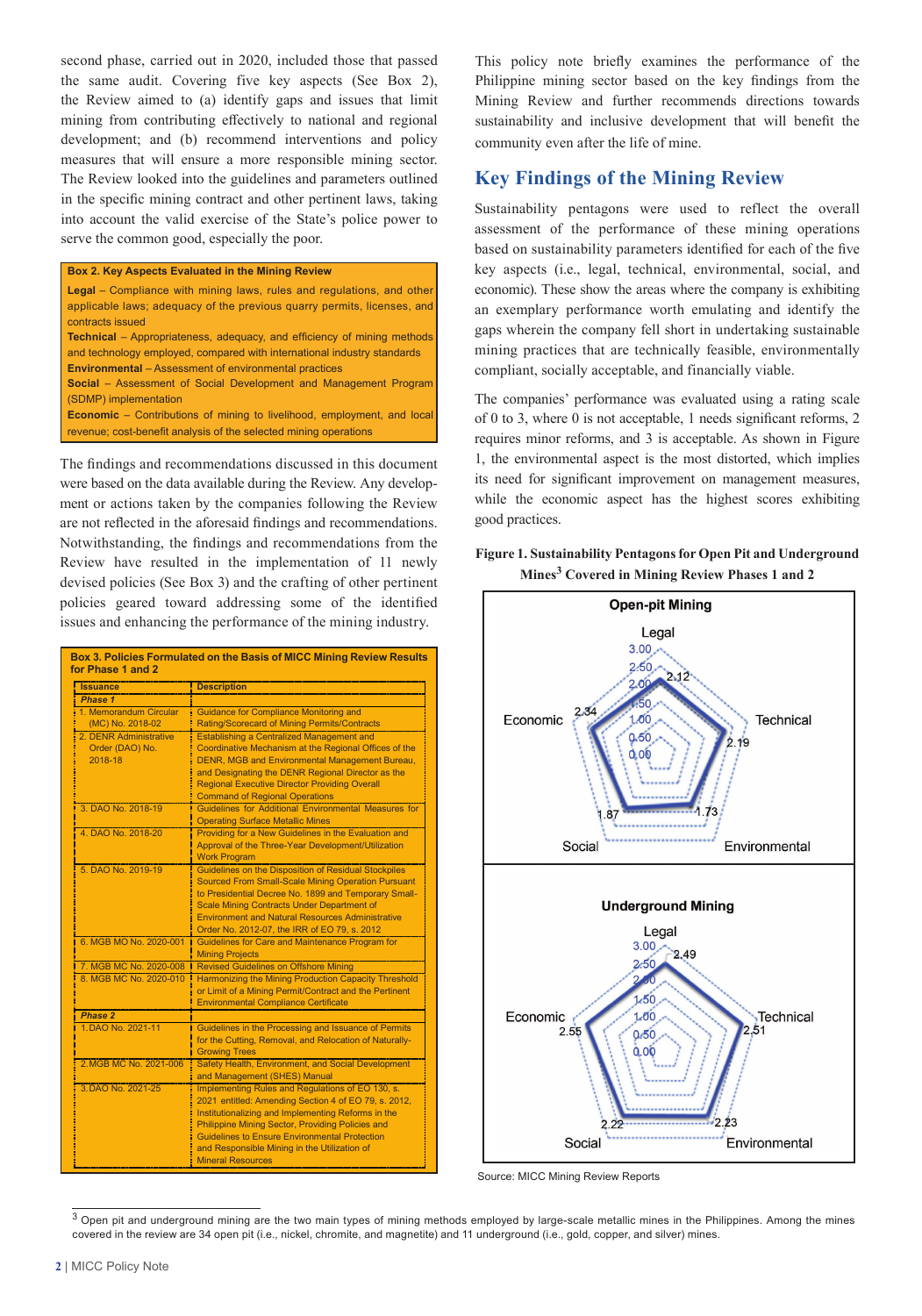second phase, carried out in 2020, included those that passed the same audit. Covering five key aspects (See Box 2), the Review aimed to (a) identify gaps and issues that limit mining from contributing effectively to national and regional development; and (b) recommend interventions and policy measures that will ensure a more responsible mining sector. The Review looked into the guidelines and parameters outlined in the specific mining contract and other pertinent laws, taking into account the valid exercise of the State's police power to serve the common good, especially the poor.

**Box 2. Key Aspects Evaluated in the Mining Review**

**Legal** – Compliance with mining laws, rules and regulations, and other applicable laws; adequacy of the previous quarry permits, licenses, and contracts issued

**Technical** – Appropriateness, adequacy, and efficiency of mining methods and technology employed, compared with international industry standards

**Environmental** – Assessment of environmental practices

**Social** – Assessment of Social Development and Management Program (SDMP) implementation

**Economic** – Contributions of mining to livelihood, employment, and local revenue; cost-benefit analysis of the selected mining operations

The findings and recommendations discussed in this document were based on the data available during the Review. Any development or actions taken by the companies following the Review are not reflected in the aforesaid findings and recommendations. Notwithstanding, the findings and recommendations from the Review have resulted in the implementation of 11 newly devised policies (See Box 3) and the crafting of other pertinent policies geared toward addressing some of the identified issues and enhancing the performance of the mining industry.

**Box 3. Policies Formulated on the Basis of MICC Mining Review Results for Phase 1 and 2**

| Issuance | Description |
|---|---|
| *Phase 1* | |
| 1. Memorandum Circular (MC) No. 2018-02 | Guidance for Compliance Monitoring and Rating/Scorecard of Mining Permits/Contracts |
| 2. DENR Administrative Order (DAO) No. 2018-18 | Establishing a Centralized Management and Coordinative Mechanism at the Regional Offices of the DENR, MGB and Environmental Management Bureau, and Designating the DENR Regional Director as the Regional Executive Director Providing Overall Command of Regional Operations |
| 3. DAO No. 2018-19 | Guidelines for Additional Environmental Measures for Operating Surface Metallic Mines |
| 4. DAO No. 2018-20 | Providing for a New Guidelines in the Evaluation and Approval of the Three-Year Development/Utilization Work Program |
| 5. DAO No. 2019-19 | Guidelines on the Disposition of Residual Stockpiles Sourced From Small-Scale Mining Operation Pursuant to Presidential Decree No. 1899 and Temporary Small-Scale Mining Contracts Under Department of Environment and Natural Resources Administrative Order No. 2012-07, the IRR of EO 79, s. 2012 |
| 6. MGB MO No. 2020-001 | Guidelines for Care and Maintenance Program for Mining Projects |
| 7. MGB MC No. 2020-008 | Revised Guidelines on Offshore Mining |
| 8. MGB MC No. 2020-010 | Harmonizing the Mining Production Capacity Threshold or Limit of a Mining Permit/Contract and the Pertinent Environmental Compliance Certificate |
| *Phase 2* | |
| 1.DAO No. 2021-11 | Guidelines in the Processing and Issuance of Permits for the Cutting, Removal, and Relocation of Naturally-Growing Trees |
| 2.MGB MC No. 2021-006 | Safety Health, Environment, and Social Development and Management (SHES) Manual |
| 3.DAO No. 2021-25 | Implementing Rules and Regulations of EO 130, s. 2021 entitled: Amending Section 4 of EO 79, s. 2012, Institutionalizing and Implementing Reforms in the Philippine Mining Sector, Providing Policies and Guidelines to Ensure Environmental Protection and Responsible Mining in the Utilization of Mineral Resources |

This policy note briefly examines the performance of the Philippine mining sector based on the key findings from the Mining Review and further recommends directions towards sustainability and inclusive development that will benefit the community even after the life of mine.

## Key Findings of the Mining Review

Sustainability pentagons were used to reflect the overall assessment of the performance of these mining operations based on sustainability parameters identified for each of the five key aspects (i.e., legal, technical, environmental, social, and economic). These show the areas where the company is exhibiting an exemplary performance worth emulating and identify the gaps wherein the company fell short in undertaking sustainable mining practices that are technically feasible, environmentally compliant, socially acceptable, and financially viable.

The companies' performance was evaluated using a rating scale of 0 to 3, where 0 is not acceptable, 1 needs significant reforms, 2 requires minor reforms, and 3 is acceptable. As shown in Figure 1, the environmental aspect is the most distorted, which implies its need for significant improvement on management measures, while the economic aspect has the highest scores exhibiting good practices.

**Figure 1. Sustainability Pentagons for Open Pit and Underground Mines[3] Covered in Mining Review Phases 1 and 2**

| | Legal | Technical | Environmental | Social | Economic |
|---|---|---|---|---|---|
| Open-pit Mining | 2.12 | 2.19 | 1.73 | 1.87 | 2.34 |
| Underground Mining | 2.49 | 2.51 | 2.23 | 2.22 | 2.55 |

Source: MICC Mining Review Reports

[3] Open pit and underground mining are the two main types of mining methods employed by large-scale metallic mines in the Philippines. Among the mines covered in the review are 34 open pit (i.e., nickel, chromite, and magnetite) and 11 underground (i.e., gold, copper, and silver) mines.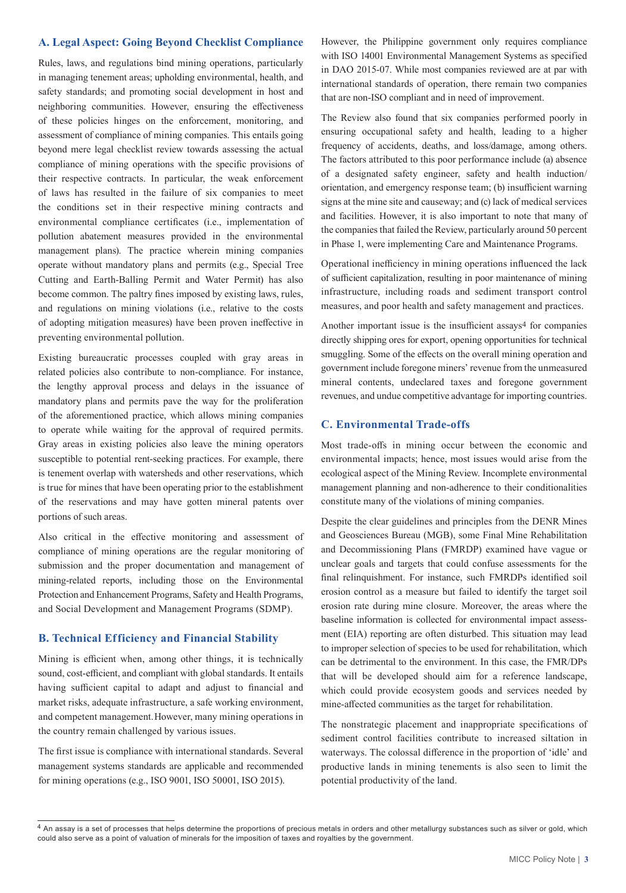## A. Legal Aspect: Going Beyond Checklist Compliance

Rules, laws, and regulations bind mining operations, particularly in managing tenement areas; upholding environmental, health, and safety standards; and promoting social development in host and neighboring communities. However, ensuring the effectiveness of these policies hinges on the enforcement, monitoring, and assessment of compliance of mining companies. This entails going beyond mere legal checklist review towards assessing the actual compliance of mining operations with the specific provisions of their respective contracts. In particular, the weak enforcement of laws has resulted in the failure of six companies to meet the conditions set in their respective mining contracts and environmental compliance certificates (i.e., implementation of pollution abatement measures provided in the environmental management plans). The practice wherein mining companies operate without mandatory plans and permits (e.g., Special Tree Cutting and Earth-Balling Permit and Water Permit) has also become common. The paltry fines imposed by existing laws, rules, and regulations on mining violations (i.e., relative to the costs of adopting mitigation measures) have been proven ineffective in preventing environmental pollution.

Existing bureaucratic processes coupled with gray areas in related policies also contribute to non-compliance. For instance, the lengthy approval process and delays in the issuance of mandatory plans and permits pave the way for the proliferation of the aforementioned practice, which allows mining companies to operate while waiting for the approval of required permits. Gray areas in existing policies also leave the mining operators susceptible to potential rent-seeking practices. For example, there is tenement overlap with watersheds and other reservations, which is true for mines that have been operating prior to the establishment of the reservations and may have gotten mineral patents over portions of such areas.

Also critical in the effective monitoring and assessment of compliance of mining operations are the regular monitoring of submission and the proper documentation and management of mining-related reports, including those on the Environmental Protection and Enhancement Programs, Safety and Health Programs, and Social Development and Management Programs (SDMP).

## B. Technical Efficiency and Financial Stability

Mining is efficient when, among other things, it is technically sound, cost-efficient, and compliant with global standards. It entails having sufficient capital to adapt and adjust to financial and market risks, adequate infrastructure, a safe working environment, and competent management. However, many mining operations in the country remain challenged by various issues.

The first issue is compliance with international standards. Several management systems standards are applicable and recommended for mining operations (e.g., ISO 9001, ISO 50001, ISO 2015).

However, the Philippine government only requires compliance with ISO 14001 Environmental Management Systems as specified in DAO 2015-07. While most companies reviewed are at par with international standards of operation, there remain two companies that are non-ISO compliant and in need of improvement.

The Review also found that six companies performed poorly in ensuring occupational safety and health, leading to a higher frequency of accidents, deaths, and loss/damage, among others. The factors attributed to this poor performance include (a) absence of a designated safety engineer, safety and health induction/orientation, and emergency response team; (b) insufficient warning signs at the mine site and causeway; and (c) lack of medical services and facilities. However, it is also important to note that many of the companies that failed the Review, particularly around 50 percent in Phase 1, were implementing Care and Maintenance Programs.

Operational inefficiency in mining operations influenced the lack of sufficient capitalization, resulting in poor maintenance of mining infrastructure, including roads and sediment transport control measures, and poor health and safety management and practices.

Another important issue is the insufficient assays[4] for companies directly shipping ores for export, opening opportunities for technical smuggling. Some of the effects on the overall mining operation and government include foregone miners' revenue from the unmeasured mineral contents, undeclared taxes and foregone government revenues, and undue competitive advantage for importing countries.

## C. Environmental Trade-offs

Most trade-offs in mining occur between the economic and environmental impacts; hence, most issues would arise from the ecological aspect of the Mining Review. Incomplete environmental management planning and non-adherence to their conditionalities constitute many of the violations of mining companies.

Despite the clear guidelines and principles from the DENR Mines and Geosciences Bureau (MGB), some Final Mine Rehabilitation and Decommissioning Plans (FMRDP) examined have vague or unclear goals and targets that could confuse assessments for the final relinquishment. For instance, such FMRDPs identified soil erosion control as a measure but failed to identify the target soil erosion rate during mine closure. Moreover, the areas where the baseline information is collected for environmental impact assessment (EIA) reporting are often disturbed. This situation may lead to improper selection of species to be used for rehabilitation, which can be detrimental to the environment. In this case, the FMR/DPs that will be developed should aim for a reference landscape, which could provide ecosystem goods and services needed by mine-affected communities as the target for rehabilitation.

The nonstrategic placement and inappropriate specifications of sediment control facilities contribute to increased siltation in waterways. The colossal difference in the proportion of 'idle' and productive lands in mining tenements is also seen to limit the potential productivity of the land.

[4] An assay is a set of processes that helps determine the proportions of precious metals in orders and other metallurgy substances such as silver or gold, which could also serve as a point of valuation of minerals for the imposition of taxes and royalties by the government.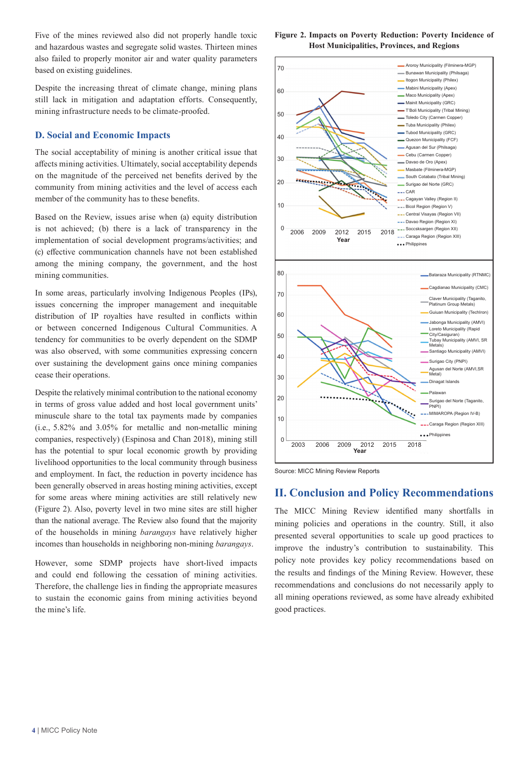Five of the mines reviewed also did not properly handle toxic and hazardous wastes and segregate solid wastes. Thirteen mines also failed to properly monitor air and water quality parameters based on existing guidelines.

Despite the increasing threat of climate change, mining plans still lack in mitigation and adaptation efforts. Consequently, mining infrastructure needs to be climate-proofed.

### D. Social and Economic Impacts

The social acceptability of mining is another critical issue that affects mining activities. Ultimately, social acceptability depends on the magnitude of the perceived net benefits derived by the community from mining activities and the level of access each member of the community has to these benefits.

Based on the Review, issues arise when (a) equity distribution is not achieved; (b) there is a lack of transparency in the implementation of social development programs/activities; and (c) effective communication channels have not been established among the mining company, the government, and the host mining communities.

In some areas, particularly involving Indigenous Peoples (IPs), issues concerning the improper management and inequitable distribution of IP royalties have resulted in conflicts within or between concerned Indigenous Cultural Communities. A tendency for communities to be overly dependent on the SDMP was also observed, with some communities expressing concern over sustaining the development gains once mining companies cease their operations.

Despite the relatively minimal contribution to the national economy in terms of gross value added and host local government units' minuscule share to the total tax payments made by companies (i.e., 5.82% and 3.05% for metallic and non-metallic mining companies, respectively) (Espinosa and Chan 2018), mining still has the potential to spur local economic growth by providing livelihood opportunities to the local community through business and employment. In fact, the reduction in poverty incidence has been generally observed in areas hosting mining activities, except for some areas where mining activities are still relatively new (Figure 2). Also, poverty level in two mine sites are still higher than the national average. The Review also found that the majority of the households in mining *barangays* have relatively higher incomes than households in neighboring non-mining *barangays*.

However, some SDMP projects have short-lived impacts and could end following the cessation of mining activities. Therefore, the challenge lies in finding the appropriate measures to sustain the economic gains from mining activities beyond the mine's life.

**Figure 2. Impacts on Poverty Reduction: Poverty Incidence of Host Municipalities, Provinces, and Regions**

Source: MICC Mining Review Reports

## II. Conclusion and Policy Recommendations

The MICC Mining Review identified many shortfalls in mining policies and operations in the country. Still, it also presented several opportunities to scale up good practices to improve the industry's contribution to sustainability. This policy note provides key policy recommendations based on the results and findings of the Mining Review. However, these recommendations and conclusions do not necessarily apply to all mining operations reviewed, as some have already exhibited good practices.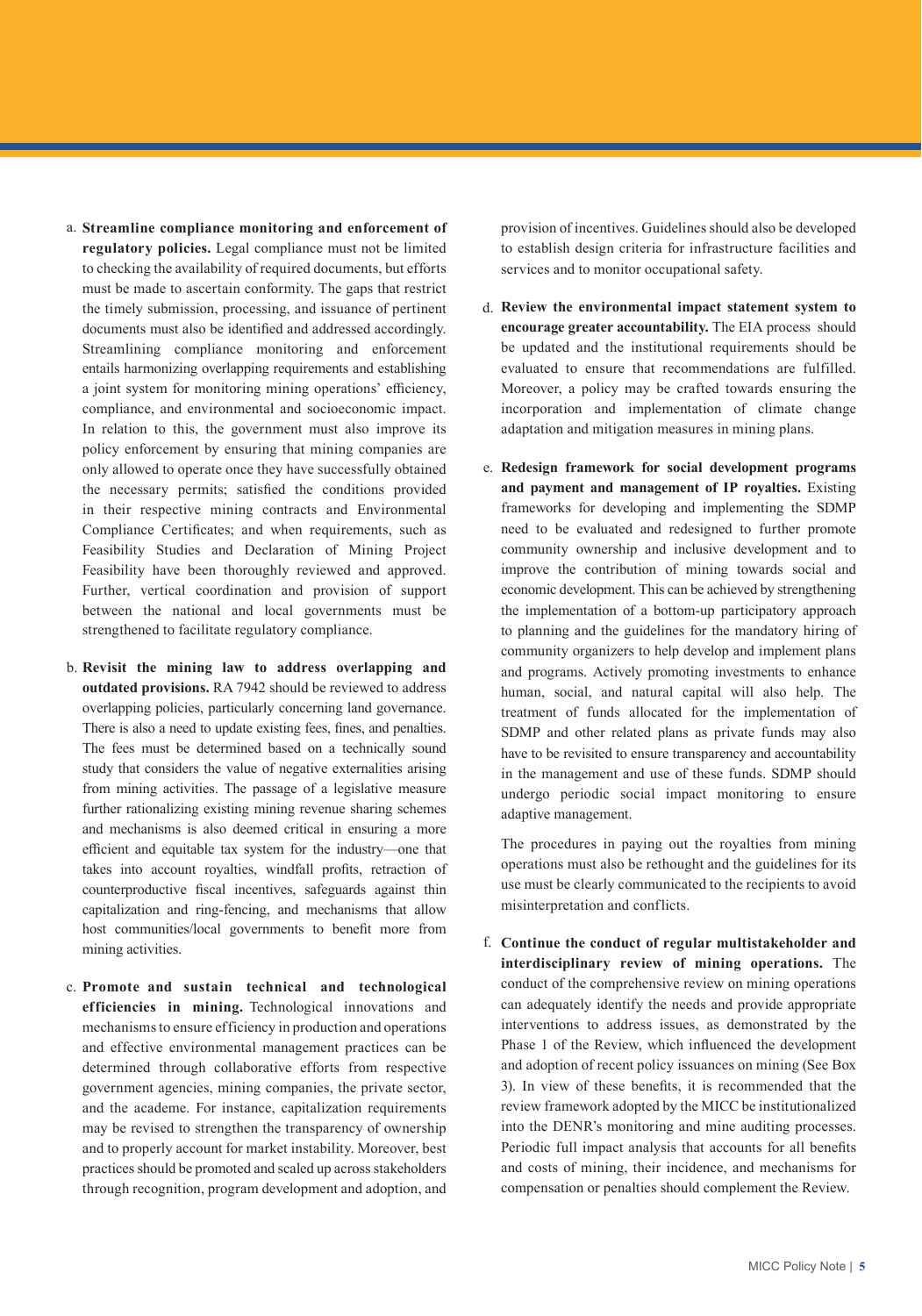a. **Streamline compliance monitoring and enforcement of regulatory policies.** Legal compliance must not be limited to checking the availability of required documents, but efforts must be made to ascertain conformity. The gaps that restrict the timely submission, processing, and issuance of pertinent documents must also be identified and addressed accordingly. Streamlining compliance monitoring and enforcement entails harmonizing overlapping requirements and establishing a joint system for monitoring mining operations' efficiency, compliance, and environmental and socioeconomic impact. In relation to this, the government must also improve its policy enforcement by ensuring that mining companies are only allowed to operate once they have successfully obtained the necessary permits; satisfied the conditions provided in their respective mining contracts and Environmental Compliance Certificates; and when requirements, such as Feasibility Studies and Declaration of Mining Project Feasibility have been thoroughly reviewed and approved. Further, vertical coordination and provision of support between the national and local governments must be strengthened to facilitate regulatory compliance.

b. **Revisit the mining law to address overlapping and outdated provisions.** RA 7942 should be reviewed to address overlapping policies, particularly concerning land governance. There is also a need to update existing fees, fines, and penalties. The fees must be determined based on a technically sound study that considers the value of negative externalities arising from mining activities. The passage of a legislative measure further rationalizing existing mining revenue sharing schemes and mechanisms is also deemed critical in ensuring a more efficient and equitable tax system for the industry—one that takes into account royalties, windfall profits, retraction of counterproductive fiscal incentives, safeguards against thin capitalization and ring-fencing, and mechanisms that allow host communities/local governments to benefit more from mining activities.

c. **Promote and sustain technical and technological efficiencies in mining.** Technological innovations and mechanisms to ensure efficiency in production and operations and effective environmental management practices can be determined through collaborative efforts from respective government agencies, mining companies, the private sector, and the academe. For instance, capitalization requirements may be revised to strengthen the transparency of ownership and to properly account for market instability. Moreover, best practices should be promoted and scaled up across stakeholders through recognition, program development and adoption, and provision of incentives. Guidelines should also be developed to establish design criteria for infrastructure facilities and services and to monitor occupational safety.

d. **Review the environmental impact statement system to encourage greater accountability.** The EIA process should be updated and the institutional requirements should be evaluated to ensure that recommendations are fulfilled. Moreover, a policy may be crafted towards ensuring the incorporation and implementation of climate change adaptation and mitigation measures in mining plans.

e. **Redesign framework for social development programs and payment and management of IP royalties.** Existing frameworks for developing and implementing the SDMP need to be evaluated and redesigned to further promote community ownership and inclusive development and to improve the contribution of mining towards social and economic development. This can be achieved by strengthening the implementation of a bottom-up participatory approach to planning and the guidelines for the mandatory hiring of community organizers to help develop and implement plans and programs. Actively promoting investments to enhance human, social, and natural capital will also help. The treatment of funds allocated for the implementation of SDMP and other related plans as private funds may also have to be revisited to ensure transparency and accountability in the management and use of these funds. SDMP should undergo periodic social impact monitoring to ensure adaptive management.

   The procedures in paying out the royalties from mining operations must also be rethought and the guidelines for its use must be clearly communicated to the recipients to avoid misinterpretation and conflicts.

f. **Continue the conduct of regular multistakeholder and interdisciplinary review of mining operations.** The conduct of the comprehensive review on mining operations can adequately identify the needs and provide appropriate interventions to address issues, as demonstrated by the Phase 1 of the Review, which influenced the development and adoption of recent policy issuances on mining (See Box 3). In view of these benefits, it is recommended that the review framework adopted by the MICC be institutionalized into the DENR's monitoring and mine auditing processes. Periodic full impact analysis that accounts for all benefits and costs of mining, their incidence, and mechanisms for compensation or penalties should complement the Review.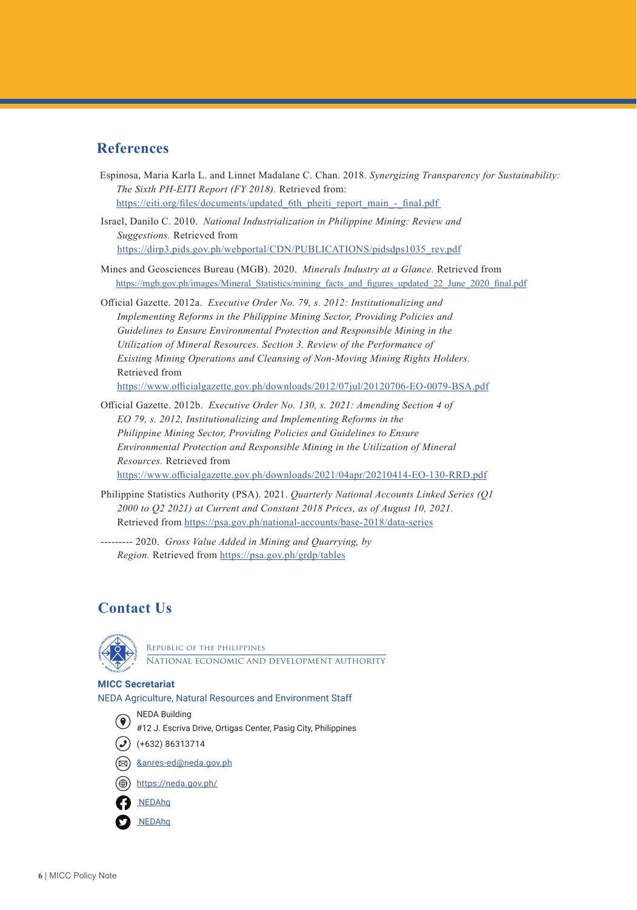## References

Espinosa, Maria Karla L. and Linnet Madalane C. Chan. 2018. *Synergizing Transparency for Sustainability: The Sixth PH-EITI Report (FY 2018).* Retrieved from: https://eiti.org/files/documents/updated_6th_pheiti_report_main_-_final.pdf

Israel, Danilo C. 2010. *National Industrialization in Philippine Mining: Review and Suggestions.* Retrieved from https://dirp3.pids.gov.ph/webportal/CDN/PUBLICATIONS/pidsdps1035_rev.pdf

Mines and Geosciences Bureau (MGB). 2020. *Minerals Industry at a Glance.* Retrieved from https://mgb.gov.ph/images/Mineral_Statistics/mining_facts_and_figures_updated_22_June_2020_final.pdf

Official Gazette. 2012a. *Executive Order No. 79, s. 2012: Institutionalizing and Implementing Reforms in the Philippine Mining Sector, Providing Policies and Guidelines to Ensure Environmental Protection and Responsible Mining in the Utilization of Mineral Resources. Section 3. Review of the Performance of Existing Mining Operations and Cleansing of Non-Moving Mining Rights Holders.* Retrieved from https://www.officialgazette.gov.ph/downloads/2012/07jul/20120706-EO-0079-BSA.pdf

Official Gazette. 2012b. *Executive Order No. 130, s. 2021: Amending Section 4 of EO 79, s. 2012, Institutionalizing and Implementing Reforms in the Philippine Mining Sector, Providing Policies and Guidelines to Ensure Environmental Protection and Responsible Mining in the Utilization of Mineral Resources.* Retrieved from https://www.officialgazette.gov.ph/downloads/2021/04apr/20210414-EO-130-RRD.pdf

Philippine Statistics Authority (PSA). 2021. *Quarterly National Accounts Linked Series (Q1 2000 to Q2 2021) at Current and Constant 2018 Prices, as of August 10, 2021.* Retrieved from https://psa.gov.ph/national-accounts/base-2018/data-series

--------- 2020. *Gross Value Added in Mining and Quarrying, by Region.* Retrieved from https://psa.gov.ph/grdp/tables

## Contact Us

Republic of the Philippines
National Economic and Development Authority

**MICC Secretariat**

NEDA Agriculture, Natural Resources and Environment Staff

NEDA Building
#12 J. Escriva Drive, Ortigas Center, Pasig City, Philippines

(+632) 86313714

&anres-ed@neda.gov.ph

https://neda.gov.ph/

NEDAhq

NEDAhq